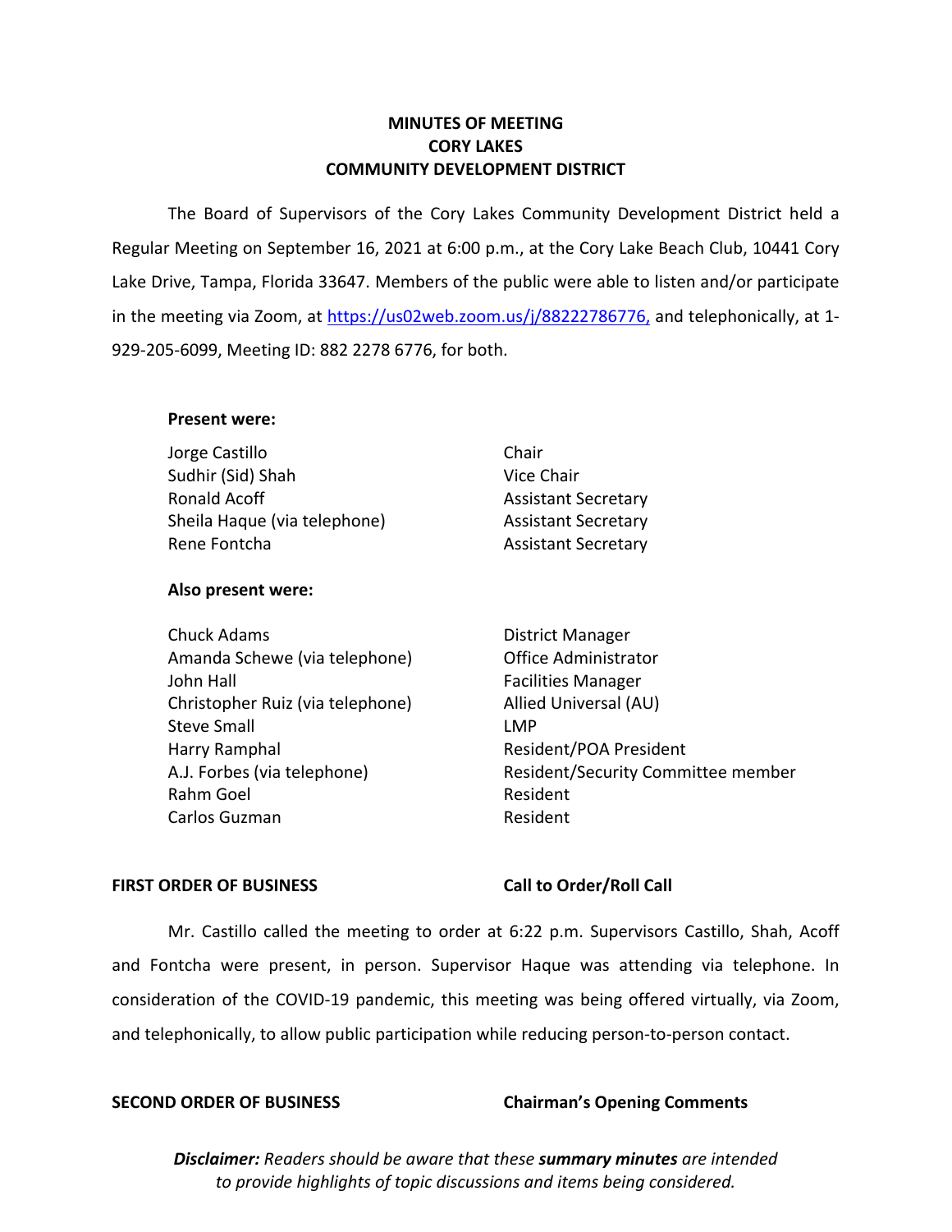**MINUTES OF MEETING**
**CORY LAKES**
**COMMUNITY DEVELOPMENT DISTRICT**

The Board of Supervisors of the Cory Lakes Community Development District held a Regular Meeting on September 16, 2021 at 6:00 p.m., at the Cory Lake Beach Club, 10441 Cory Lake Drive, Tampa, Florida 33647. Members of the public were able to listen and/or participate in the meeting via Zoom, at https://us02web.zoom.us/j/88222786776, and telephonically, at 1-929-205-6099, Meeting ID: 882 2278 6776, for both.

**Present were:**

| | |
|---|---|
| Jorge Castillo | Chair |
| Sudhir (Sid) Shah | Vice Chair |
| Ronald Acoff | Assistant Secretary |
| Sheila Haque (via telephone) | Assistant Secretary |
| Rene Fontcha | Assistant Secretary |

**Also present were:**

| | |
|---|---|
| Chuck Adams | District Manager |
| Amanda Schewe (via telephone) | Office Administrator |
| John Hall | Facilities Manager |
| Christopher Ruiz (via telephone) | Allied Universal (AU) |
| Steve Small | LMP |
| Harry Ramphal | Resident/POA President |
| A.J. Forbes (via telephone) | Resident/Security Committee member |
| Rahm Goel | Resident |
| Carlos Guzman | Resident |

**FIRST ORDER OF BUSINESS** **Call to Order/Roll Call**

Mr. Castillo called the meeting to order at 6:22 p.m. Supervisors Castillo, Shah, Acoff and Fontcha were present, in person. Supervisor Haque was attending via telephone. In consideration of the COVID-19 pandemic, this meeting was being offered virtually, via Zoom, and telephonically, to allow public participation while reducing person-to-person contact.

**SECOND ORDER OF BUSINESS** **Chairman's Opening Comments**

***Disclaimer:*** *Readers should be aware that these* ***summary minutes*** *are intended to provide highlights of topic discussions and items being considered.*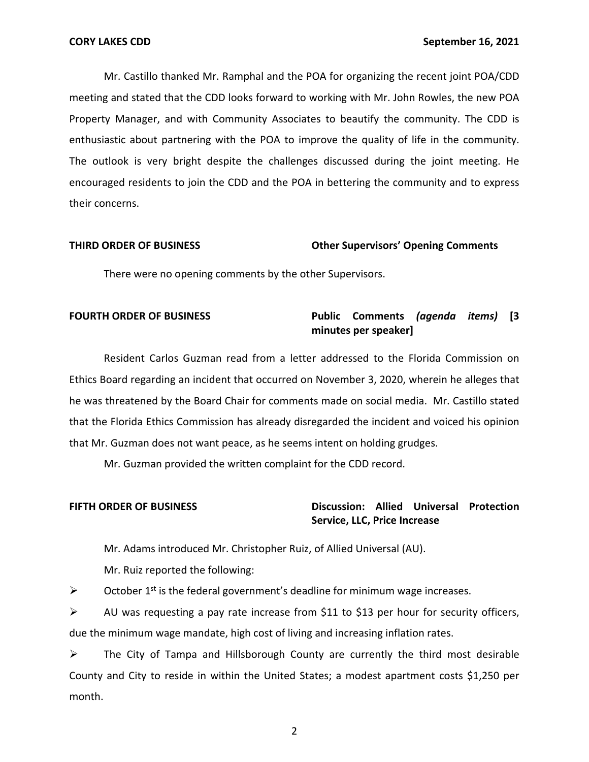Mr. Castillo thanked Mr. Ramphal and the POA for organizing the recent joint POA/CDD meeting and stated that the CDD looks forward to working with Mr. John Rowles, the new POA Property Manager, and with Community Associates to beautify the community. The CDD is enthusiastic about partnering with the POA to improve the quality of life in the community. The outlook is very bright despite the challenges discussed during the joint meeting. He encouraged residents to join the CDD and the POA in bettering the community and to express their concerns.

**THIRD ORDER OF BUSINESS** **Other Supervisors' Opening Comments**

There were no opening comments by the other Supervisors.

**FOURTH ORDER OF BUSINESS** **Public Comments *(agenda items)* [3 minutes per speaker]**

Resident Carlos Guzman read from a letter addressed to the Florida Commission on Ethics Board regarding an incident that occurred on November 3, 2020, wherein he alleges that he was threatened by the Board Chair for comments made on social media. Mr. Castillo stated that the Florida Ethics Commission has already disregarded the incident and voiced his opinion that Mr. Guzman does not want peace, as he seems intent on holding grudges.

Mr. Guzman provided the written complaint for the CDD record.

**FIFTH ORDER OF BUSINESS** **Discussion: Allied Universal Protection Service, LLC, Price Increase**

Mr. Adams introduced Mr. Christopher Ruiz, of Allied Universal (AU).

Mr. Ruiz reported the following:

- October 1st is the federal government's deadline for minimum wage increases.
- AU was requesting a pay rate increase from $11 to $13 per hour for security officers, due the minimum wage mandate, high cost of living and increasing inflation rates.
- The City of Tampa and Hillsborough County are currently the third most desirable County and City to reside in within the United States; a modest apartment costs $1,250 per month.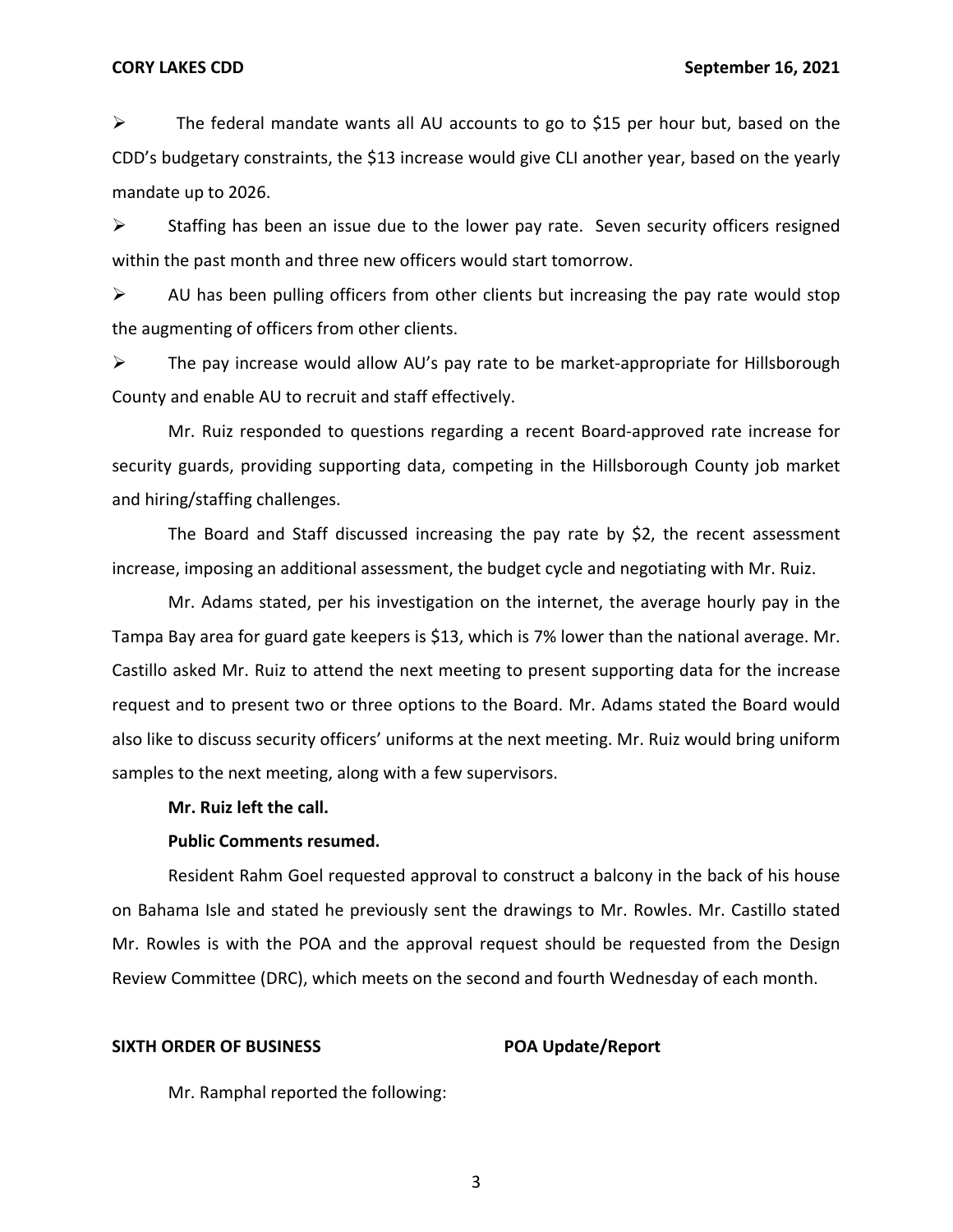- The federal mandate wants all AU accounts to go to $15 per hour but, based on the CDD's budgetary constraints, the $13 increase would give CLI another year, based on the yearly mandate up to 2026.
- Staffing has been an issue due to the lower pay rate. Seven security officers resigned within the past month and three new officers would start tomorrow.
- AU has been pulling officers from other clients but increasing the pay rate would stop the augmenting of officers from other clients.
- The pay increase would allow AU's pay rate to be market-appropriate for Hillsborough County and enable AU to recruit and staff effectively.

Mr. Ruiz responded to questions regarding a recent Board-approved rate increase for security guards, providing supporting data, competing in the Hillsborough County job market and hiring/staffing challenges.

The Board and Staff discussed increasing the pay rate by $2, the recent assessment increase, imposing an additional assessment, the budget cycle and negotiating with Mr. Ruiz.

Mr. Adams stated, per his investigation on the internet, the average hourly pay in the Tampa Bay area for guard gate keepers is $13, which is 7% lower than the national average. Mr. Castillo asked Mr. Ruiz to attend the next meeting to present supporting data for the increase request and to present two or three options to the Board. Mr. Adams stated the Board would also like to discuss security officers' uniforms at the next meeting. Mr. Ruiz would bring uniform samples to the next meeting, along with a few supervisors.

**Mr. Ruiz left the call.**

**Public Comments resumed.**

Resident Rahm Goel requested approval to construct a balcony in the back of his house on Bahama Isle and stated he previously sent the drawings to Mr. Rowles. Mr. Castillo stated Mr. Rowles is with the POA and the approval request should be requested from the Design Review Committee (DRC), which meets on the second and fourth Wednesday of each month.

**SIXTH ORDER OF BUSINESS** **POA Update/Report**

Mr. Ramphal reported the following: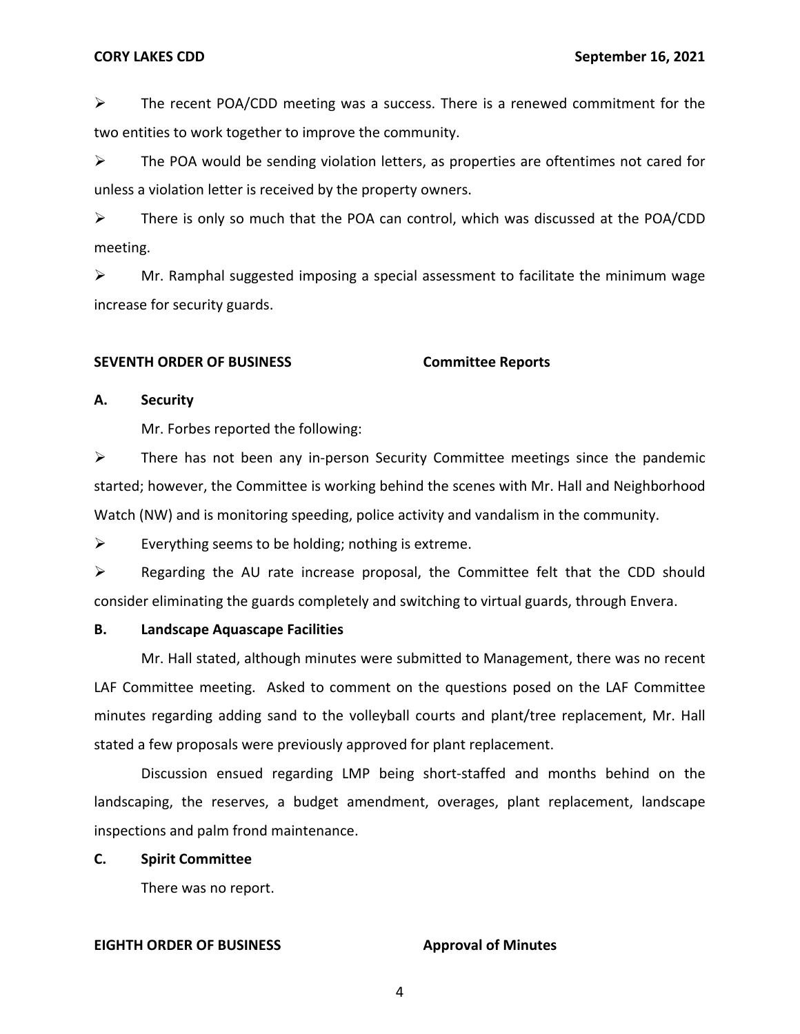- The recent POA/CDD meeting was a success. There is a renewed commitment for the two entities to work together to improve the community.
- The POA would be sending violation letters, as properties are oftentimes not cared for unless a violation letter is received by the property owners.
- There is only so much that the POA can control, which was discussed at the POA/CDD meeting.
- Mr. Ramphal suggested imposing a special assessment to facilitate the minimum wage increase for security guards.

**SEVENTH ORDER OF BUSINESS** **Committee Reports**

**A. Security**

Mr. Forbes reported the following:

- There has not been any in-person Security Committee meetings since the pandemic started; however, the Committee is working behind the scenes with Mr. Hall and Neighborhood Watch (NW) and is monitoring speeding, police activity and vandalism in the community.
- Everything seems to be holding; nothing is extreme.
- Regarding the AU rate increase proposal, the Committee felt that the CDD should consider eliminating the guards completely and switching to virtual guards, through Envera.

**B. Landscape Aquascape Facilities**

Mr. Hall stated, although minutes were submitted to Management, there was no recent LAF Committee meeting. Asked to comment on the questions posed on the LAF Committee minutes regarding adding sand to the volleyball courts and plant/tree replacement, Mr. Hall stated a few proposals were previously approved for plant replacement.

Discussion ensued regarding LMP being short-staffed and months behind on the landscaping, the reserves, a budget amendment, overages, plant replacement, landscape inspections and palm frond maintenance.

**C. Spirit Committee**

There was no report.

**EIGHTH ORDER OF BUSINESS** **Approval of Minutes**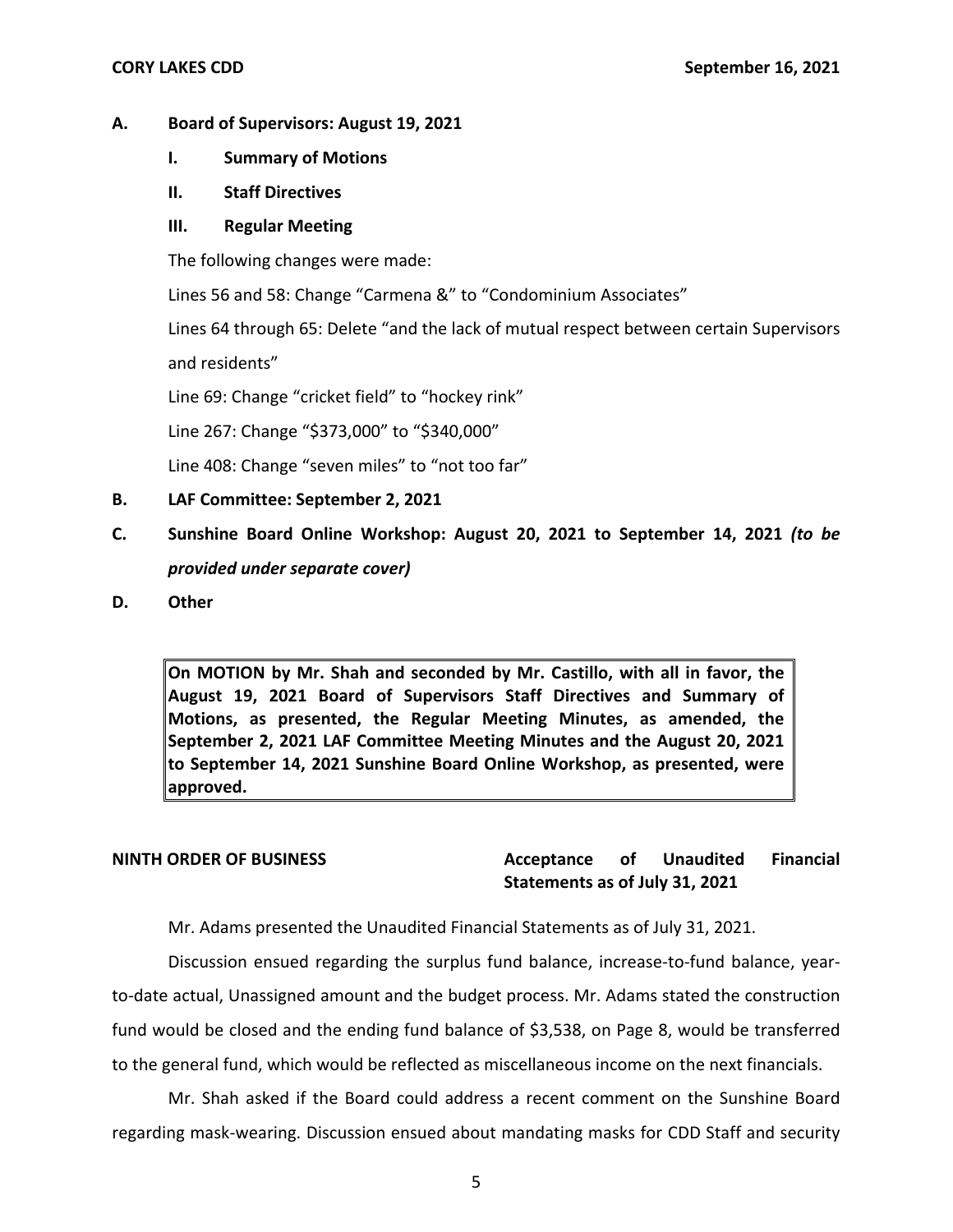**A. Board of Supervisors: August 19, 2021**

**I. Summary of Motions**

**II. Staff Directives**

**III. Regular Meeting**

The following changes were made:

Lines 56 and 58: Change "Carmena &" to "Condominium Associates"

Lines 64 through 65: Delete "and the lack of mutual respect between certain Supervisors and residents"

Line 69: Change "cricket field" to "hockey rink"

Line 267: Change "$373,000" to "$340,000"

Line 408: Change "seven miles" to "not too far"

**B. LAF Committee: September 2, 2021**

**C. Sunshine Board Online Workshop: August 20, 2021 to September 14, 2021** ***(to be provided under separate cover)***

**D. Other**

> **On MOTION by Mr. Shah and seconded by Mr. Castillo, with all in favor, the August 19, 2021 Board of Supervisors Staff Directives and Summary of Motions, as presented, the Regular Meeting Minutes, as amended, the September 2, 2021 LAF Committee Meeting Minutes and the August 20, 2021 to September 14, 2021 Sunshine Board Online Workshop, as presented, were approved.**

**NINTH ORDER OF BUSINESS** **Acceptance of Unaudited Financial Statements as of July 31, 2021**

Mr. Adams presented the Unaudited Financial Statements as of July 31, 2021.

Discussion ensued regarding the surplus fund balance, increase-to-fund balance, year-to-date actual, Unassigned amount and the budget process. Mr. Adams stated the construction fund would be closed and the ending fund balance of $3,538, on Page 8, would be transferred to the general fund, which would be reflected as miscellaneous income on the next financials.

Mr. Shah asked if the Board could address a recent comment on the Sunshine Board regarding mask-wearing. Discussion ensued about mandating masks for CDD Staff and security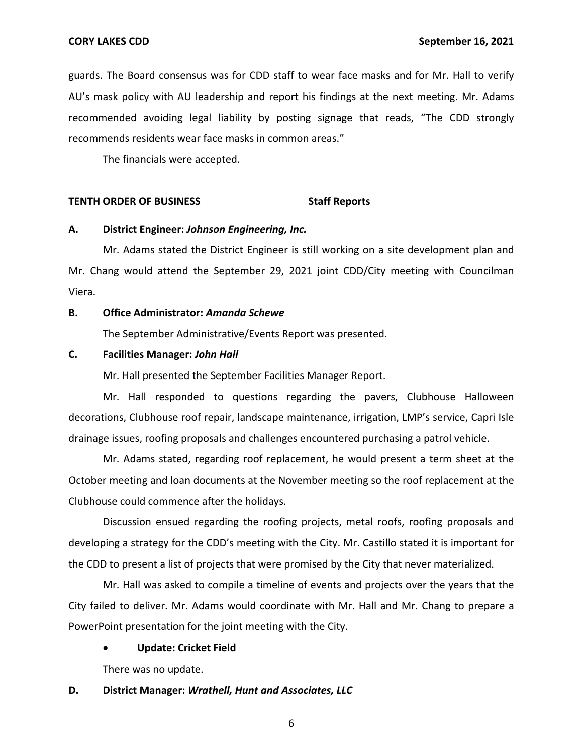guards. The Board consensus was for CDD staff to wear face masks and for Mr. Hall to verify AU's mask policy with AU leadership and report his findings at the next meeting. Mr. Adams recommended avoiding legal liability by posting signage that reads, "The CDD strongly recommends residents wear face masks in common areas."

The financials were accepted.

**TENTH ORDER OF BUSINESS** **Staff Reports**

**A. District Engineer: *Johnson Engineering, Inc.***

Mr. Adams stated the District Engineer is still working on a site development plan and Mr. Chang would attend the September 29, 2021 joint CDD/City meeting with Councilman Viera.

**B. Office Administrator: *Amanda Schewe***

The September Administrative/Events Report was presented.

**C. Facilities Manager: *John Hall***

Mr. Hall presented the September Facilities Manager Report.

Mr. Hall responded to questions regarding the pavers, Clubhouse Halloween decorations, Clubhouse roof repair, landscape maintenance, irrigation, LMP's service, Capri Isle drainage issues, roofing proposals and challenges encountered purchasing a patrol vehicle.

Mr. Adams stated, regarding roof replacement, he would present a term sheet at the October meeting and loan documents at the November meeting so the roof replacement at the Clubhouse could commence after the holidays.

Discussion ensued regarding the roofing projects, metal roofs, roofing proposals and developing a strategy for the CDD's meeting with the City. Mr. Castillo stated it is important for the CDD to present a list of projects that were promised by the City that never materialized.

Mr. Hall was asked to compile a timeline of events and projects over the years that the City failed to deliver. Mr. Adams would coordinate with Mr. Hall and Mr. Chang to prepare a PowerPoint presentation for the joint meeting with the City.

- **Update: Cricket Field**

There was no update.

**D. District Manager: *Wrathell, Hunt and Associates, LLC***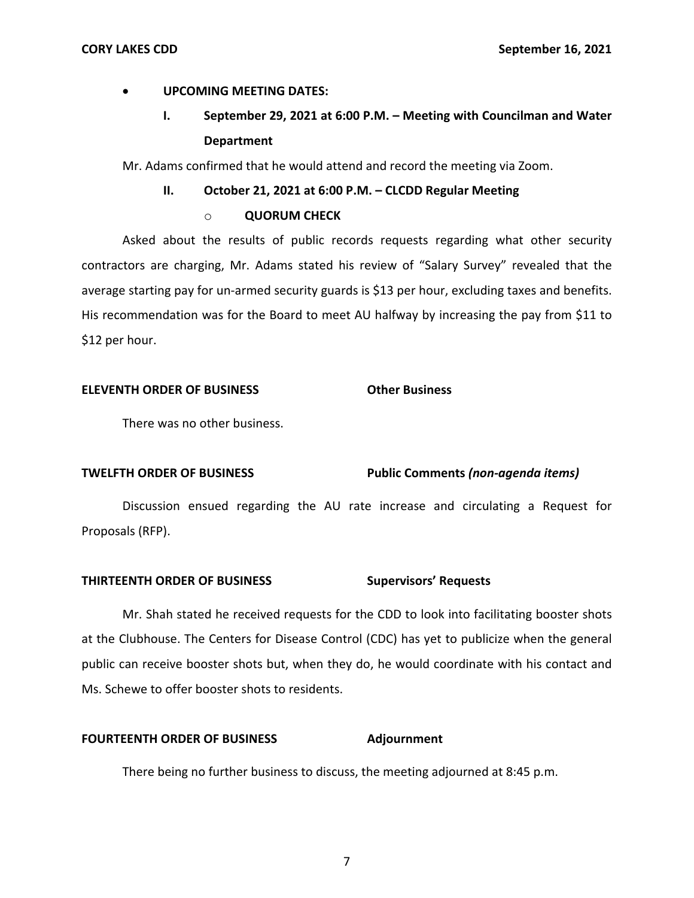- **UPCOMING MEETING DATES:**

  **I. September 29, 2021 at 6:00 P.M. – Meeting with Councilman and Water Department**

Mr. Adams confirmed that he would attend and record the meeting via Zoom.

  **II. October 21, 2021 at 6:00 P.M. – CLCDD Regular Meeting**

  - **QUORUM CHECK**

Asked about the results of public records requests regarding what other security contractors are charging, Mr. Adams stated his review of "Salary Survey" revealed that the average starting pay for un-armed security guards is $13 per hour, excluding taxes and benefits. His recommendation was for the Board to meet AU halfway by increasing the pay from $11 to $12 per hour.

**ELEVENTH ORDER OF BUSINESS** **Other Business**

There was no other business.

**TWELFTH ORDER OF BUSINESS** **Public Comments *(non-agenda items)***

Discussion ensued regarding the AU rate increase and circulating a Request for Proposals (RFP).

**THIRTEENTH ORDER OF BUSINESS** **Supervisors' Requests**

Mr. Shah stated he received requests for the CDD to look into facilitating booster shots at the Clubhouse. The Centers for Disease Control (CDC) has yet to publicize when the general public can receive booster shots but, when they do, he would coordinate with his contact and Ms. Schewe to offer booster shots to residents.

**FOURTEENTH ORDER OF BUSINESS** **Adjournment**

There being no further business to discuss, the meeting adjourned at 8:45 p.m.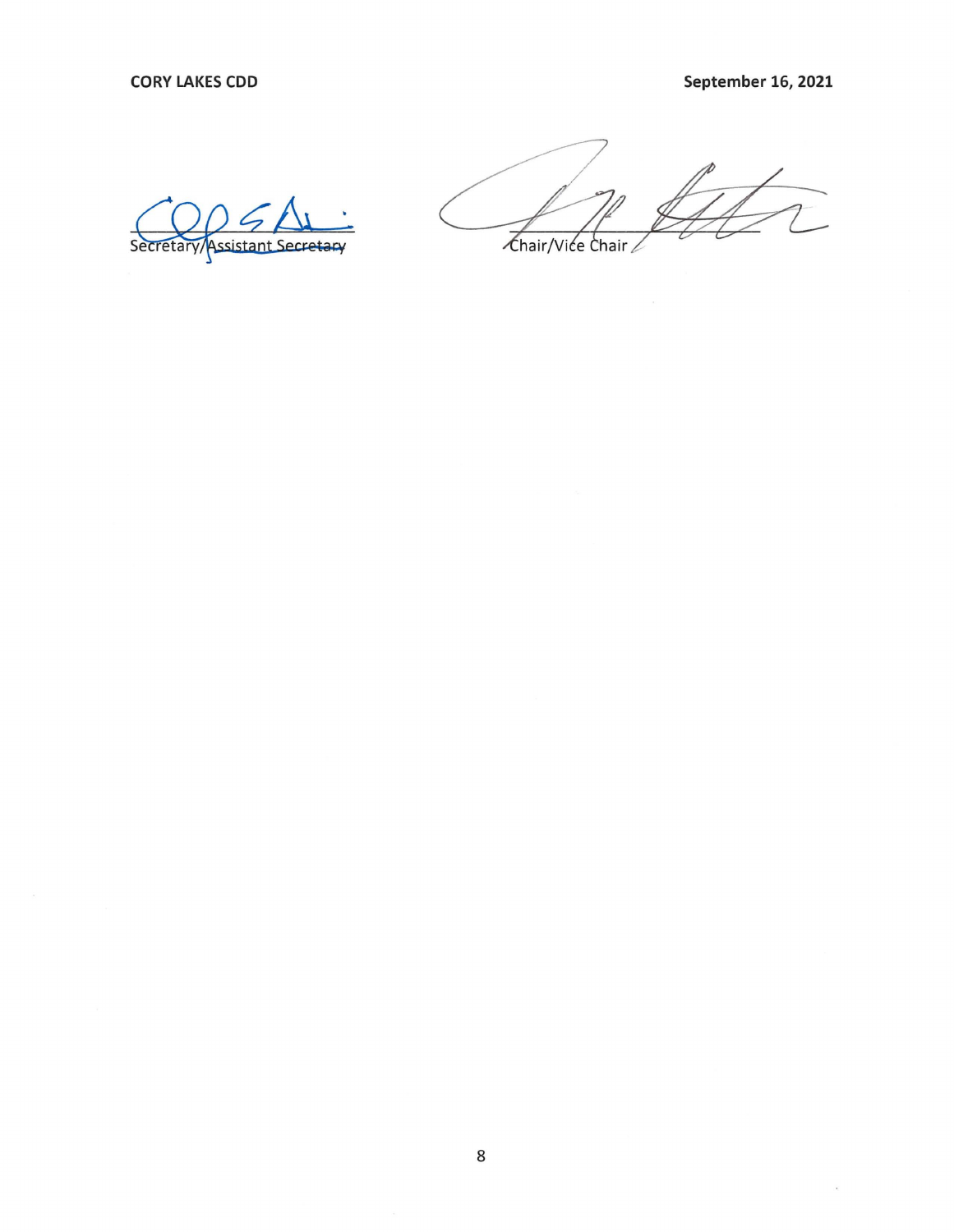___________________________
Secretary/Assistant Secretary

___________________________
Chair/Vice Chair